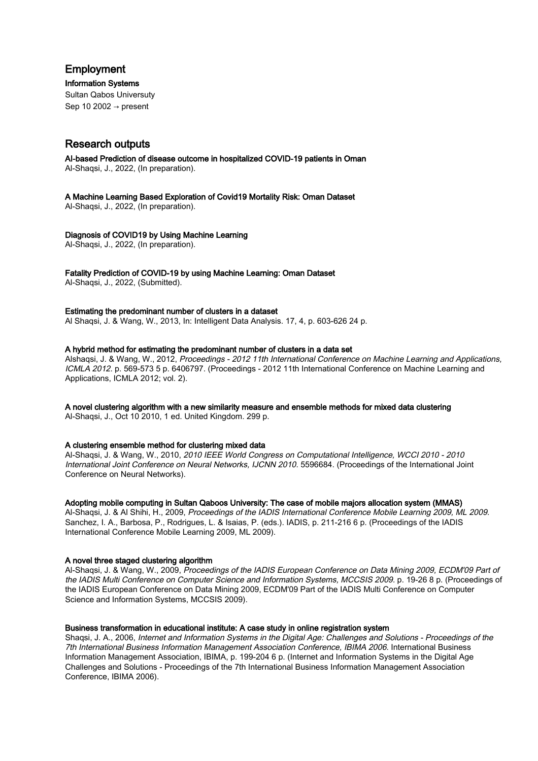## Employment

**Information Systems**
Sultan Qabos Universuty
Sep 10 2002 → present

## Research outputs

**AI-based Prediction of disease outcome in hospitalized COVID-19 patients in Oman**
Al-Shaqsi, J., 2022, (In preparation).

**A Machine Learning Based Exploration of Covid19 Mortality Risk: Oman Dataset**
Al-Shaqsi, J., 2022, (In preparation).

**Diagnosis of COVID19 by Using Machine Learning**
Al-Shaqsi, J., 2022, (In preparation).

**Fatality Prediction of COVID-19 by using Machine Learning: Oman Dataset**
Al-Shaqsi, J., 2022, (Submitted).

**Estimating the predominant number of clusters in a dataset**
Al Shaqsi, J. & Wang, W., 2013, In: Intelligent Data Analysis. 17, 4, p. 603-626 24 p.

**A hybrid method for estimating the predominant number of clusters in a data set**
Alshaqsi, J. & Wang, W., 2012, *Proceedings - 2012 11th International Conference on Machine Learning and Applications, ICMLA 2012.* p. 569-573 5 p. 6406797. (Proceedings - 2012 11th International Conference on Machine Learning and Applications, ICMLA 2012; vol. 2).

**A novel clustering algorithm with a new similarity measure and ensemble methods for mixed data clustering**
Al-Shaqsi, J., Oct 10 2010, 1 ed. United Kingdom. 299 p.

**A clustering ensemble method for clustering mixed data**
Al-Shaqsi, J. & Wang, W., 2010, *2010 IEEE World Congress on Computational Intelligence, WCCI 2010 - 2010 International Joint Conference on Neural Networks, IJCNN 2010.* 5596684. (Proceedings of the International Joint Conference on Neural Networks).

**Adopting mobile computing in Sultan Qaboos University: The case of mobile majors allocation system (MMAS)**
Al-Shaqsi, J. & Al Shihi, H., 2009, *Proceedings of the IADIS International Conference Mobile Learning 2009, ML 2009.* Sanchez, I. A., Barbosa, P., Rodrigues, L. & Isaias, P. (eds.). IADIS, p. 211-216 6 p. (Proceedings of the IADIS International Conference Mobile Learning 2009, ML 2009).

**A novel three staged clustering algorithm**
Al-Shaqsi, J. & Wang, W., 2009, *Proceedings of the IADIS European Conference on Data Mining 2009, ECDM'09 Part of the IADIS Multi Conference on Computer Science and Information Systems, MCCSIS 2009.* p. 19-26 8 p. (Proceedings of the IADIS European Conference on Data Mining 2009, ECDM'09 Part of the IADIS Multi Conference on Computer Science and Information Systems, MCCSIS 2009).

**Business transformation in educational institute: A case study in online registration system**
Shaqsi, J. A., 2006, *Internet and Information Systems in the Digital Age: Challenges and Solutions - Proceedings of the 7th International Business Information Management Association Conference, IBIMA 2006.* International Business Information Management Association, IBIMA, p. 199-204 6 p. (Internet and Information Systems in the Digital Age Challenges and Solutions - Proceedings of the 7th International Business Information Management Association Conference, IBIMA 2006).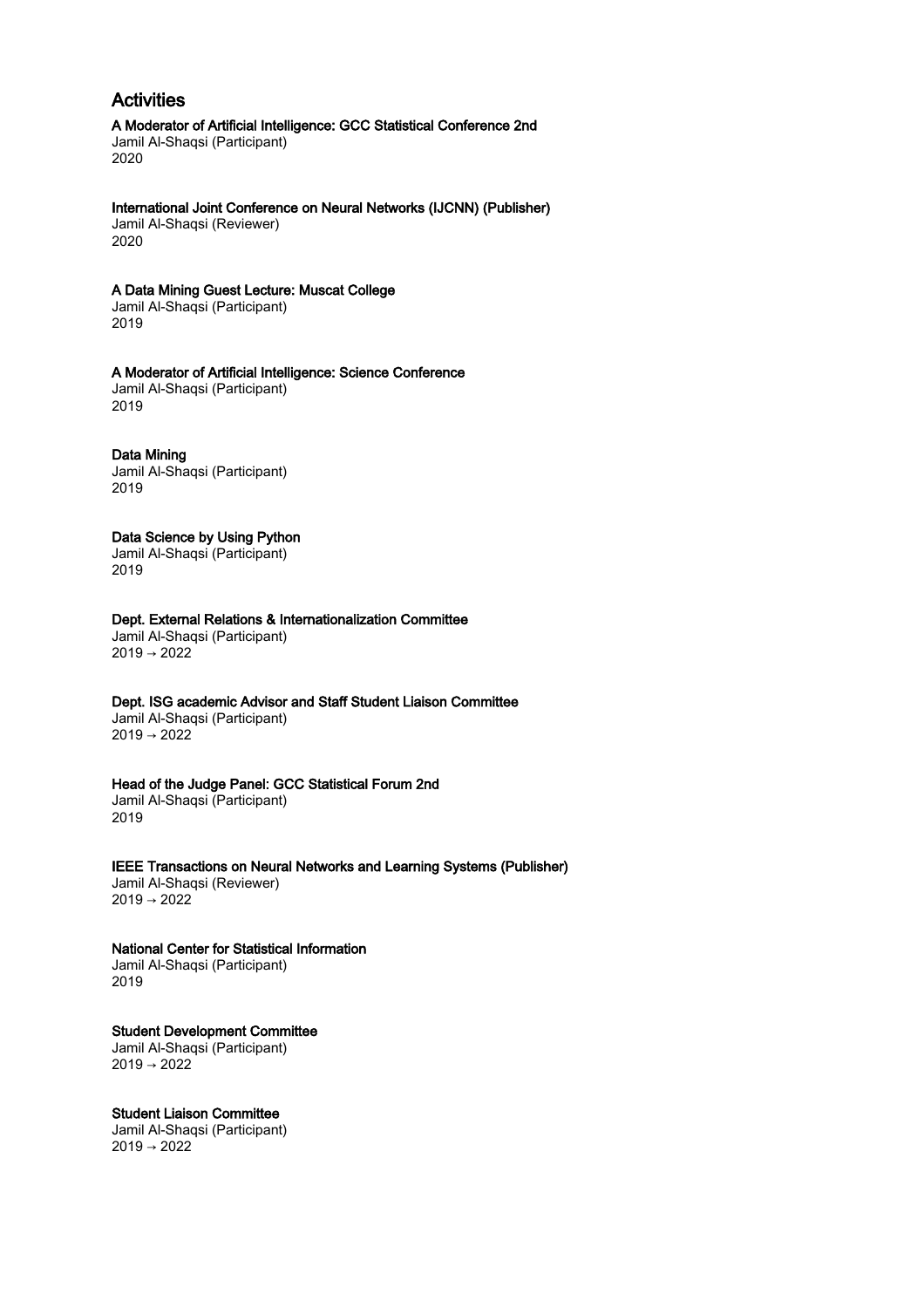## Activities

**A Moderator of Artificial Intelligence: GCC Statistical Conference 2nd**
Jamil Al-Shaqsi (Participant)
2020

**International Joint Conference on Neural Networks (IJCNN) (Publisher)**
Jamil Al-Shaqsi (Reviewer)
2020

**A Data Mining Guest Lecture: Muscat College**
Jamil Al-Shaqsi (Participant)
2019

**A Moderator of Artificial Intelligence: Science Conference**
Jamil Al-Shaqsi (Participant)
2019

**Data Mining**
Jamil Al-Shaqsi (Participant)
2019

**Data Science by Using Python**
Jamil Al-Shaqsi (Participant)
2019

**Dept. External Relations & Internationalization Committee**
Jamil Al-Shaqsi (Participant)
2019 → 2022

**Dept. ISG academic Advisor and Staff Student Liaison Committee**
Jamil Al-Shaqsi (Participant)
2019 → 2022

**Head of the Judge Panel: GCC Statistical Forum 2nd**
Jamil Al-Shaqsi (Participant)
2019

**IEEE Transactions on Neural Networks and Learning Systems (Publisher)**
Jamil Al-Shaqsi (Reviewer)
2019 → 2022

**National Center for Statistical Information**
Jamil Al-Shaqsi (Participant)
2019

**Student Development Committee**
Jamil Al-Shaqsi (Participant)
2019 → 2022

**Student Liaison Committee**
Jamil Al-Shaqsi (Participant)
2019 → 2022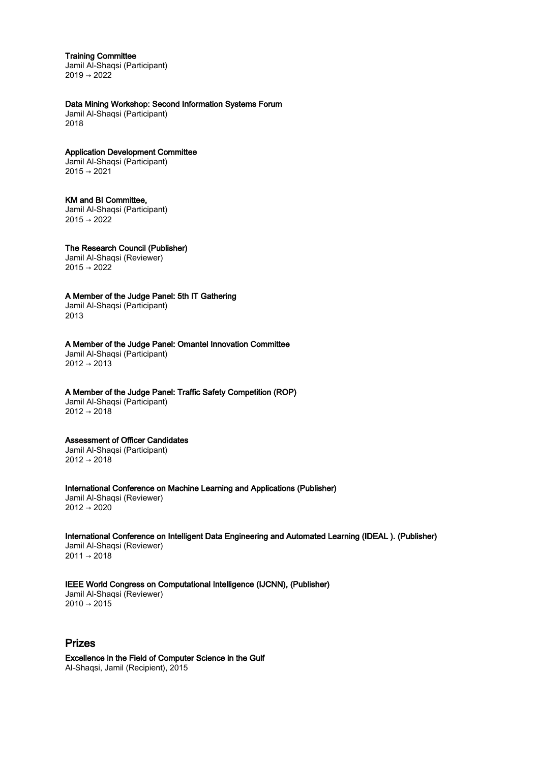**Training Committee**
Jamil Al-Shaqsi (Participant)
2019 → 2022

**Data Mining Workshop: Second Information Systems Forum**
Jamil Al-Shaqsi (Participant)
2018

**Application Development Committee**
Jamil Al-Shaqsi (Participant)
2015 → 2021

**KM and BI Committee,**
Jamil Al-Shaqsi (Participant)
2015 → 2022

**The Research Council (Publisher)**
Jamil Al-Shaqsi (Reviewer)
2015 → 2022

**A Member of the Judge Panel: 5th IT Gathering**
Jamil Al-Shaqsi (Participant)
2013

**A Member of the Judge Panel: Omantel Innovation Committee**
Jamil Al-Shaqsi (Participant)
2012 → 2013

**A Member of the Judge Panel: Traffic Safety Competition (ROP)**
Jamil Al-Shaqsi (Participant)
2012 → 2018

**Assessment of Officer Candidates**
Jamil Al-Shaqsi (Participant)
2012 → 2018

**International Conference on Machine Learning and Applications (Publisher)**
Jamil Al-Shaqsi (Reviewer)
2012 → 2020

**International Conference on Intelligent Data Engineering and Automated Learning (IDEAL ). (Publisher)**
Jamil Al-Shaqsi (Reviewer)
2011 → 2018

**IEEE World Congress on Computational Intelligence (IJCNN), (Publisher)**
Jamil Al-Shaqsi (Reviewer)
2010 → 2015

## Prizes

**Excellence in the Field of Computer Science in the Gulf**
Al-Shaqsi, Jamil (Recipient), 2015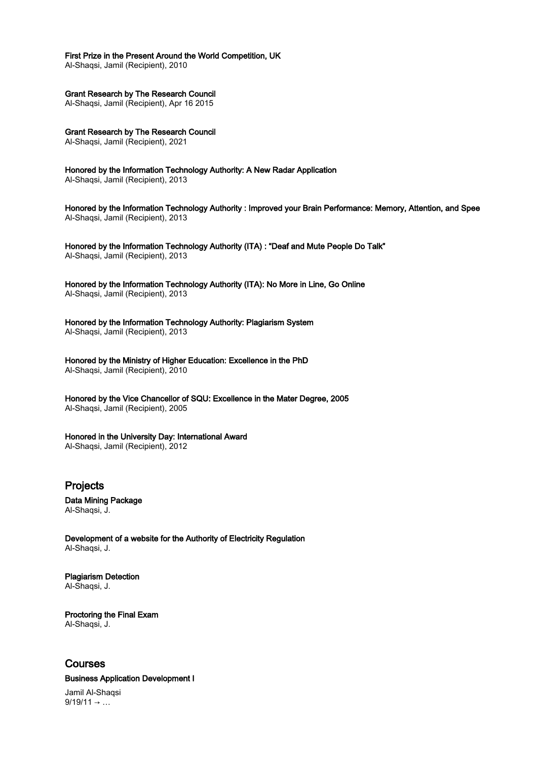**First Prize in the Present Around the World Competition, UK**
Al-Shaqsi, Jamil (Recipient), 2010

**Grant Research by The Research Council**
Al-Shaqsi, Jamil (Recipient), Apr 16 2015

**Grant Research by The Research Council**
Al-Shaqsi, Jamil (Recipient), 2021

**Honored by the Information Technology Authority: A New Radar Application**
Al-Shaqsi, Jamil (Recipient), 2013

**Honored by the Information Technology Authority : Improved your Brain Performance: Memory, Attention, and Spee**
Al-Shaqsi, Jamil (Recipient), 2013

**Honored by the Information Technology Authority (ITA) : "Deaf and Mute People Do Talk"**
Al-Shaqsi, Jamil (Recipient), 2013

**Honored by the Information Technology Authority (ITA): No More in Line, Go Online**
Al-Shaqsi, Jamil (Recipient), 2013

**Honored by the Information Technology Authority: Plagiarism System**
Al-Shaqsi, Jamil (Recipient), 2013

**Honored by the Ministry of Higher Education: Excellence in the PhD**
Al-Shaqsi, Jamil (Recipient), 2010

**Honored by the Vice Chancellor of SQU: Excellence in the Mater Degree, 2005**
Al-Shaqsi, Jamil (Recipient), 2005

**Honored in the University Day: International Award**
Al-Shaqsi, Jamil (Recipient), 2012

## Projects

**Data Mining Package**
Al-Shaqsi, J.

**Development of a website for the Authority of Electricity Regulation**
Al-Shaqsi, J.

**Plagiarism Detection**
Al-Shaqsi, J.

**Proctoring the Final Exam**
Al-Shaqsi, J.

## Courses

**Business Application Development I**

Jamil Al-Shaqsi
9/19/11 → …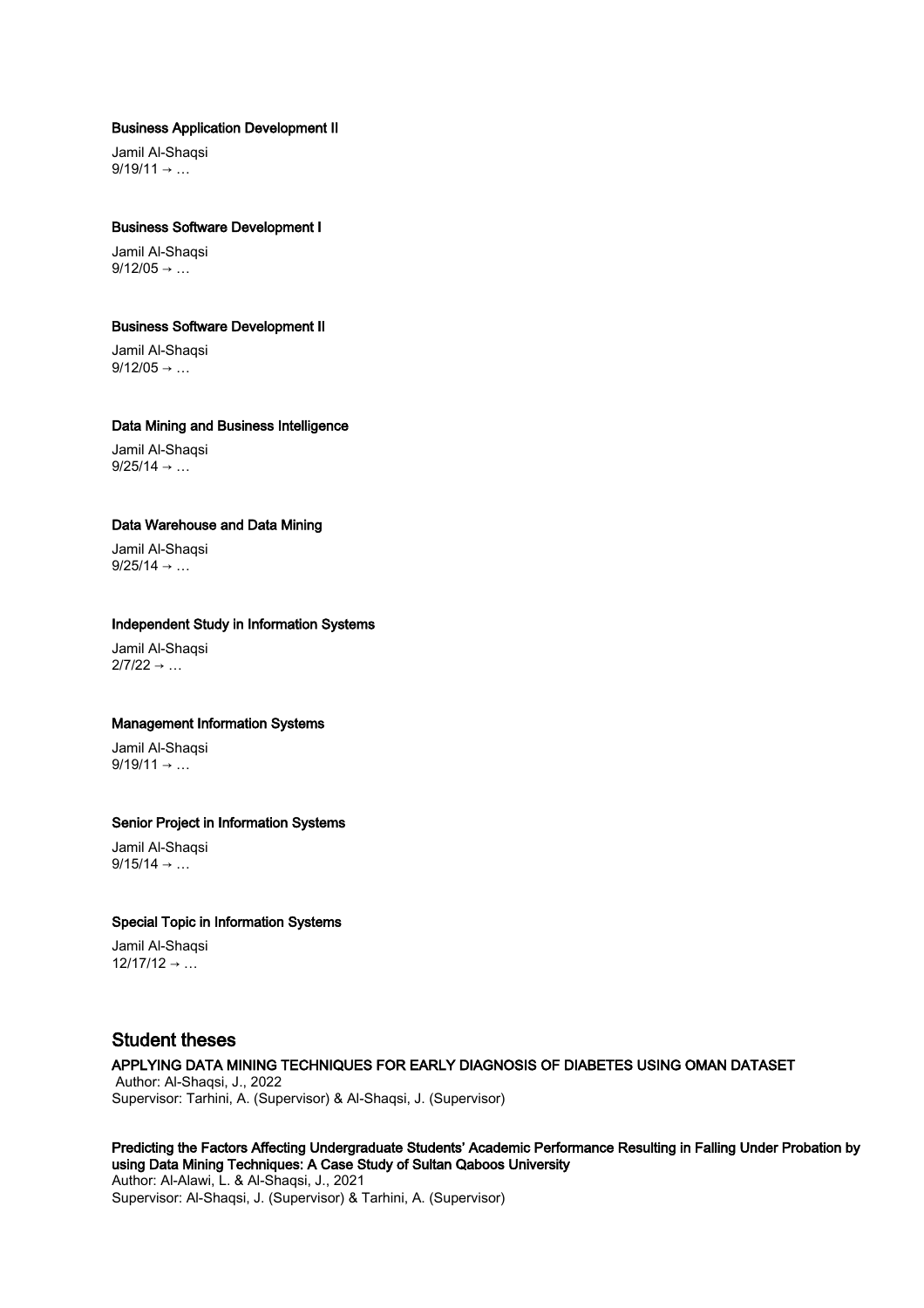### Business Application Development II

Jamil Al-Shaqsi
9/19/11 → …

### Business Software Development I

Jamil Al-Shaqsi
9/12/05 → …

### Business Software Development II

Jamil Al-Shaqsi
9/12/05 → …

### Data Mining and Business Intelligence

Jamil Al-Shaqsi
9/25/14 → …

### Data Warehouse and Data Mining

Jamil Al-Shaqsi
9/25/14 → …

### Independent Study in Information Systems

Jamil Al-Shaqsi
2/7/22 → …

### Management Information Systems

Jamil Al-Shaqsi
9/19/11 → …

### Senior Project in Information Systems

Jamil Al-Shaqsi
9/15/14 → …

### Special Topic in Information Systems

Jamil Al-Shaqsi
12/17/12 → …

## Student theses

**APPLYING DATA MINING TECHNIQUES FOR EARLY DIAGNOSIS OF DIABETES USING OMAN DATASET**
Author: Al-Shaqsi, J., 2022
Supervisor: Tarhini, A. (Supervisor) & Al-Shaqsi, J. (Supervisor)

**Predicting the Factors Affecting Undergraduate Students' Academic Performance Resulting in Falling Under Probation by using Data Mining Techniques: A Case Study of Sultan Qaboos University**
Author: Al-Alawi, L. & Al-Shaqsi, J., 2021
Supervisor: Al-Shaqsi, J. (Supervisor) & Tarhini, A. (Supervisor)